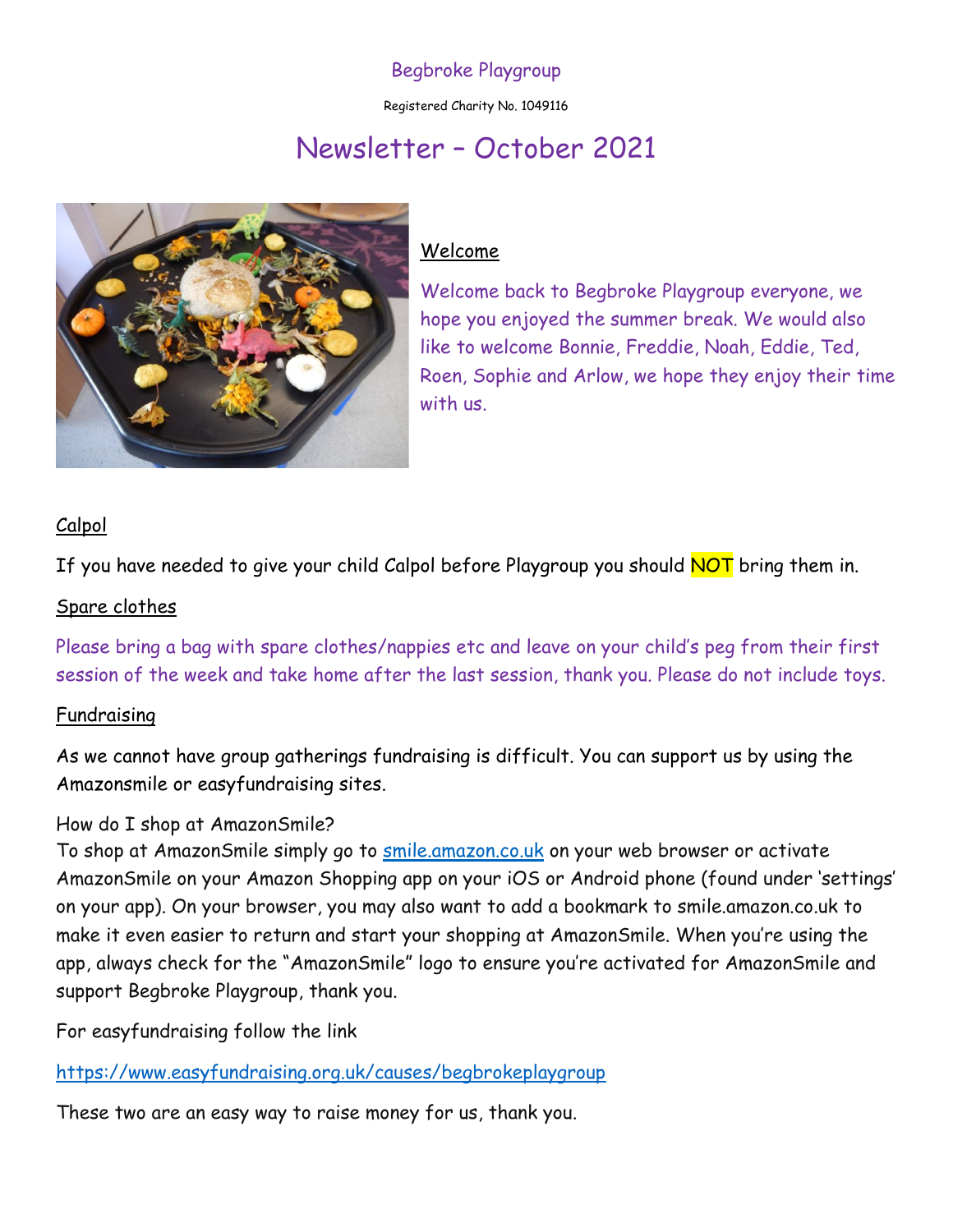Begbroke Playgroup

Registered Charity No. 1049116

# Newsletter – October 2021

## Welcome

Welcome back to Begbroke Playgroup everyone, we hope you enjoyed the summer break. We would also like to welcome Bonnie, Freddie, Noah, Eddie, Ted, Roen, Sophie and Arlow, we hope they enjoy their time with us.

## Calpol

If you have needed to give your child Calpol before Playgroup you should **NOT** bring them in.

## Spare clothes

Please bring a bag with spare clothes/nappies etc and leave on your child's peg from their first session of the week and take home after the last session, thank you. Please do not include toys.

## Fundraising

As we cannot have group gatherings fundraising is difficult. You can support us by using the Amazonsmile or easyfundraising sites.

How do I shop at AmazonSmile?
To shop at AmazonSmile simply go to [smile.amazon.co.uk](smile.amazon.co.uk) on your web browser or activate AmazonSmile on your Amazon Shopping app on your iOS or Android phone (found under 'settings' on your app). On your browser, you may also want to add a bookmark to smile.amazon.co.uk to make it even easier to return and start your shopping at AmazonSmile. When you're using the app, always check for the "AmazonSmile" logo to ensure you're activated for AmazonSmile and support Begbroke Playgroup, thank you.

For easyfundraising follow the link

https://www.easyfundraising.org.uk/causes/begbrokeplaygroup

These two are an easy way to raise money for us, thank you.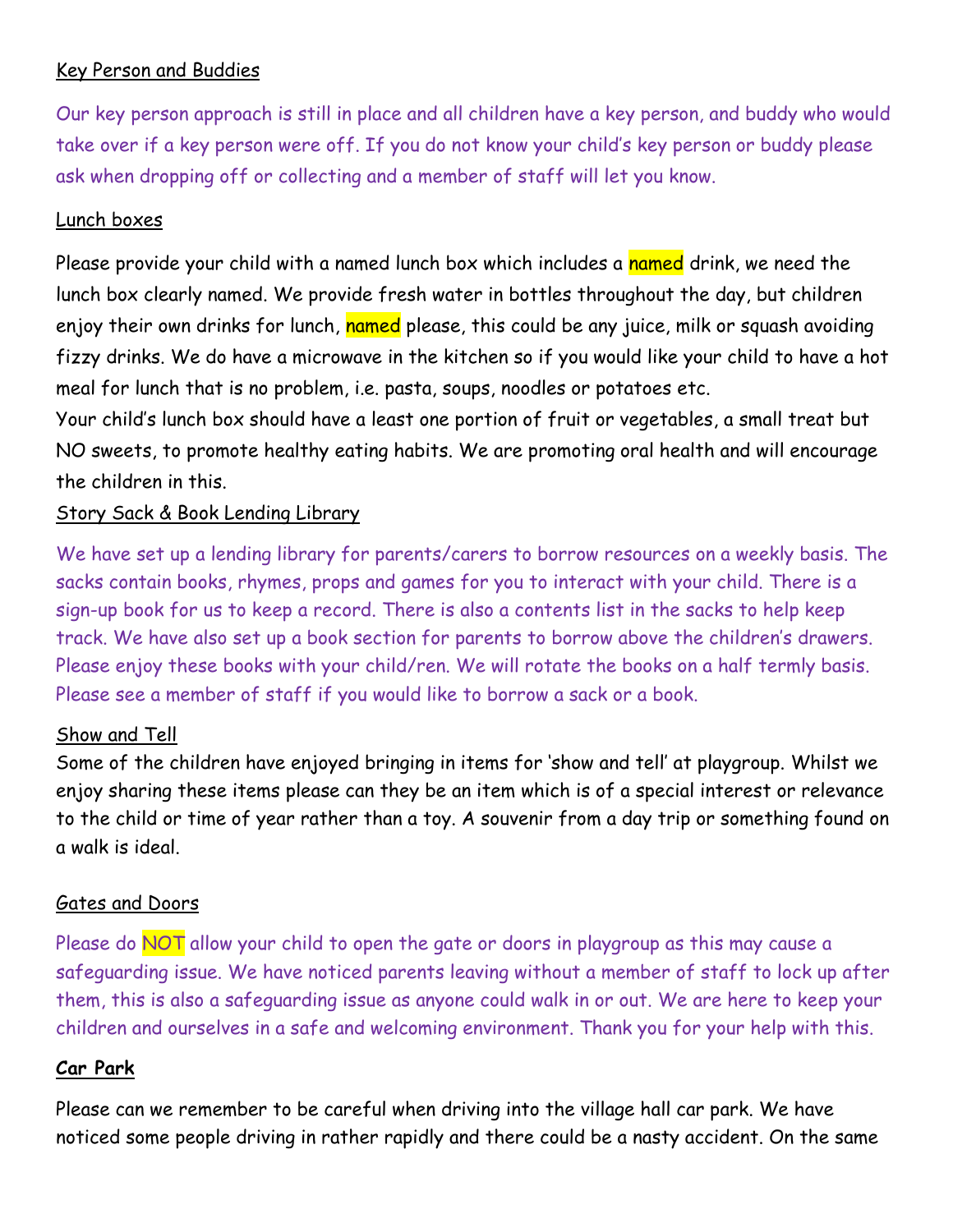Key Person and Buddies

Our key person approach is still in place and all children have a key person, and buddy who would take over if a key person were off. If you do not know your child's key person or buddy please ask when dropping off or collecting and a member of staff will let you know.

Lunch boxes

Please provide your child with a named lunch box which includes a named drink, we need the lunch box clearly named. We provide fresh water in bottles throughout the day, but children enjoy their own drinks for lunch, named please, this could be any juice, milk or squash avoiding fizzy drinks. We do have a microwave in the kitchen so if you would like your child to have a hot meal for lunch that is no problem, i.e. pasta, soups, noodles or potatoes etc.
Your child's lunch box should have a least one portion of fruit or vegetables, a small treat but NO sweets, to promote healthy eating habits. We are promoting oral health and will encourage the children in this.

Story Sack & Book Lending Library

We have set up a lending library for parents/carers to borrow resources on a weekly basis. The sacks contain books, rhymes, props and games for you to interact with your child. There is a sign-up book for us to keep a record. There is also a contents list in the sacks to help keep track. We have also set up a book section for parents to borrow above the children's drawers. Please enjoy these books with your child/ren. We will rotate the books on a half termly basis. Please see a member of staff if you would like to borrow a sack or a book.

Show and Tell

Some of the children have enjoyed bringing in items for 'show and tell' at playgroup. Whilst we enjoy sharing these items please can they be an item which is of a special interest or relevance to the child or time of year rather than a toy. A souvenir from a day trip or something found on a walk is ideal.

Gates and Doors

Please do NOT allow your child to open the gate or doors in playgroup as this may cause a safeguarding issue. We have noticed parents leaving without a member of staff to lock up after them, this is also a safeguarding issue as anyone could walk in or out. We are here to keep your children and ourselves in a safe and welcoming environment. Thank you for your help with this.

**Car Park**

Please can we remember to be careful when driving into the village hall car park. We have noticed some people driving in rather rapidly and there could be a nasty accident. On the same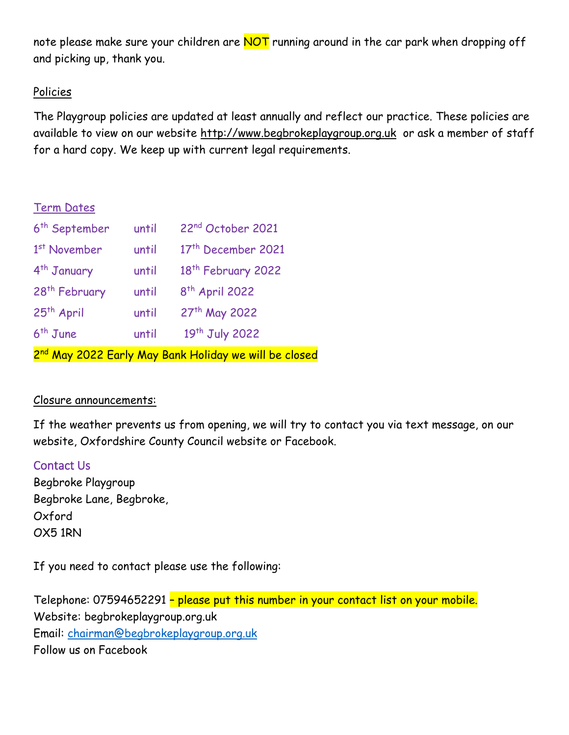note please make sure your children are NOT running around in the car park when dropping off and picking up, thank you.

## Policies

The Playgroup policies are updated at least annually and reflect our practice. These policies are available to view on our website http://www.begbrokeplaygroup.org.uk or ask a member of staff for a hard copy. We keep up with current legal requirements.

## Term Dates

| | | |
|---|---|---|
| 6th September | until | 22nd October 2021 |
| 1st November | until | 17th December 2021 |
| 4th January | until | 18th February 2022 |
| 28th February | until | 8th April 2022 |
| 25th April | until | 27th May 2022 |
| 6th June | until | 19th July 2022 |

2nd May 2022 Early May Bank Holiday we will be closed

## Closure announcements:

If the weather prevents us from opening, we will try to contact you via text message, on our website, Oxfordshire County Council website or Facebook.

## Contact Us

Begbroke Playgroup
Begbroke Lane, Begbroke,
Oxford
OX5 1RN

If you need to contact please use the following:

Telephone: 07594652291 – please put this number in your contact list on your mobile.
Website: begbrokeplaygroup.org.uk
Email: chairman@begbrokeplaygroup.org.uk
Follow us on Facebook